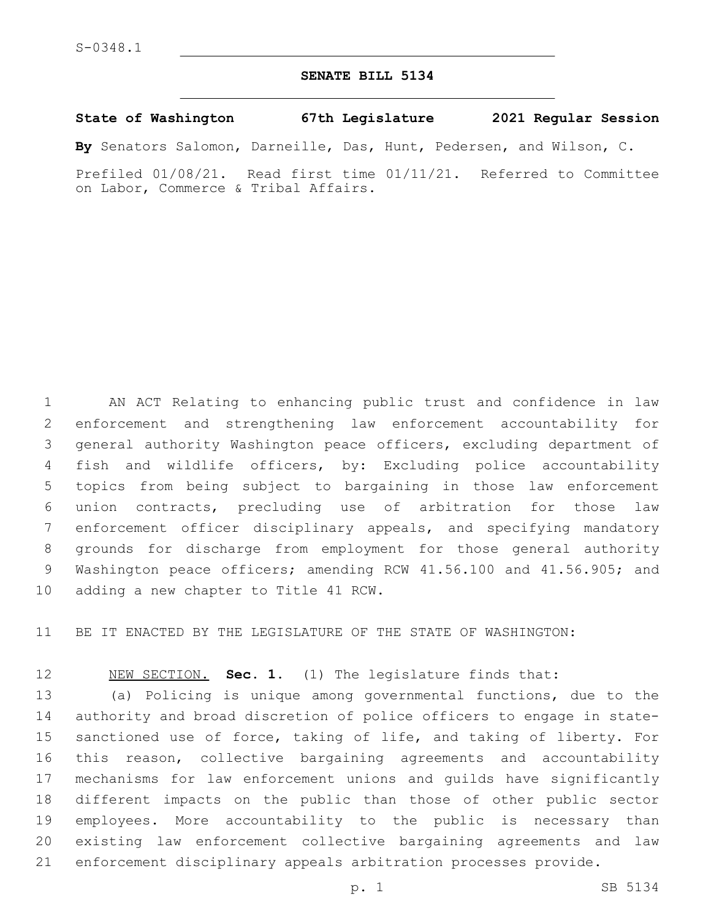S-0348.1

# SENATE BILL 5134

**State of Washington 67th Legislature 2021 Regular Session**

**By** Senators Salomon, Darneille, Das, Hunt, Pedersen, and Wilson, C.

Prefiled 01/08/21. Read first time 01/11/21. Referred to Committee on Labor, Commerce & Tribal Affairs.

AN ACT Relating to enhancing public trust and confidence in law enforcement and strengthening law enforcement accountability for general authority Washington peace officers, excluding department of fish and wildlife officers, by: Excluding police accountability topics from being subject to bargaining in those law enforcement union contracts, precluding use of arbitration for those law enforcement officer disciplinary appeals, and specifying mandatory grounds for discharge from employment for those general authority Washington peace officers; amending RCW 41.56.100 and 41.56.905; and adding a new chapter to Title 41 RCW.

BE IT ENACTED BY THE LEGISLATURE OF THE STATE OF WASHINGTON:

NEW SECTION. **Sec. 1.** (1) The legislature finds that:

(a) Policing is unique among governmental functions, due to the authority and broad discretion of police officers to engage in state-sanctioned use of force, taking of life, and taking of liberty. For this reason, collective bargaining agreements and accountability mechanisms for law enforcement unions and guilds have significantly different impacts on the public than those of other public sector employees. More accountability to the public is necessary than existing law enforcement collective bargaining agreements and law enforcement disciplinary appeals arbitration processes provide.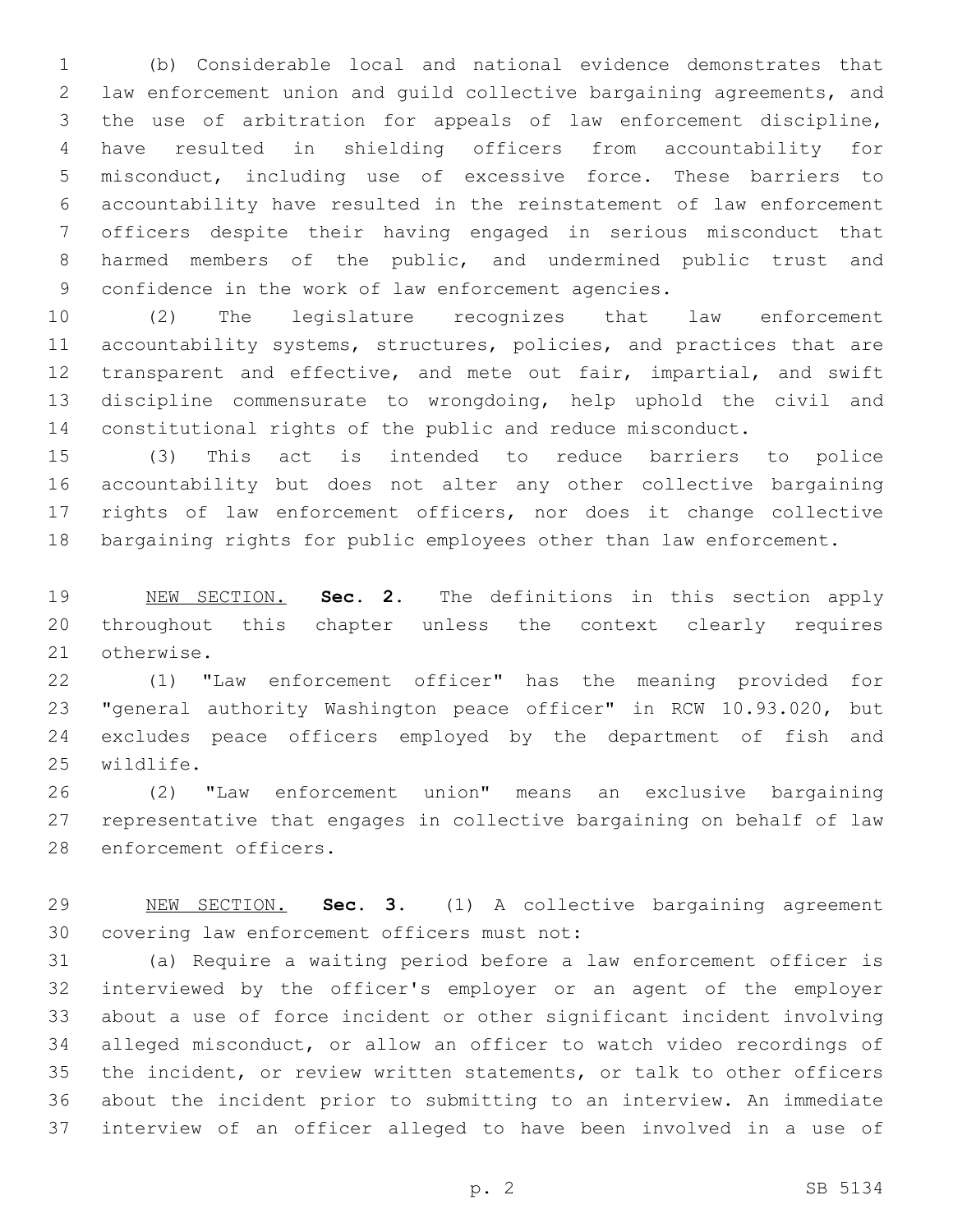(b) Considerable local and national evidence demonstrates that law enforcement union and guild collective bargaining agreements, and the use of arbitration for appeals of law enforcement discipline, have resulted in shielding officers from accountability for misconduct, including use of excessive force. These barriers to accountability have resulted in the reinstatement of law enforcement officers despite their having engaged in serious misconduct that harmed members of the public, and undermined public trust and confidence in the work of law enforcement agencies.

(2) The legislature recognizes that law enforcement accountability systems, structures, policies, and practices that are transparent and effective, and mete out fair, impartial, and swift discipline commensurate to wrongdoing, help uphold the civil and constitutional rights of the public and reduce misconduct.

(3) This act is intended to reduce barriers to police accountability but does not alter any other collective bargaining rights of law enforcement officers, nor does it change collective bargaining rights for public employees other than law enforcement.

NEW SECTION. **Sec. 2.** The definitions in this section apply throughout this chapter unless the context clearly requires otherwise.

(1) "Law enforcement officer" has the meaning provided for "general authority Washington peace officer" in RCW 10.93.020, but excludes peace officers employed by the department of fish and wildlife.

(2) "Law enforcement union" means an exclusive bargaining representative that engages in collective bargaining on behalf of law enforcement officers.

NEW SECTION. **Sec. 3.** (1) A collective bargaining agreement covering law enforcement officers must not:

(a) Require a waiting period before a law enforcement officer is interviewed by the officer's employer or an agent of the employer about a use of force incident or other significant incident involving alleged misconduct, or allow an officer to watch video recordings of the incident, or review written statements, or talk to other officers about the incident prior to submitting to an interview. An immediate interview of an officer alleged to have been involved in a use of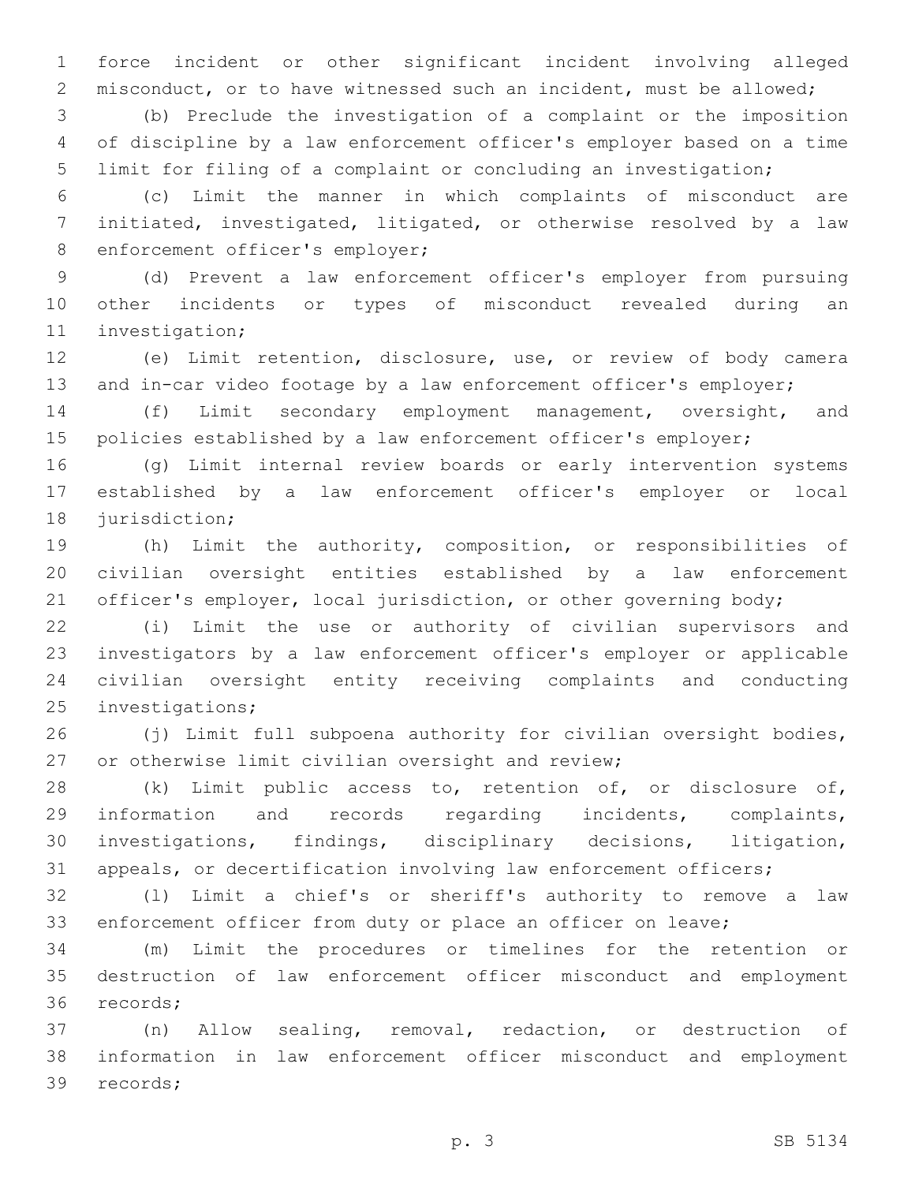force incident or other significant incident involving alleged misconduct, or to have witnessed such an incident, must be allowed;

(b) Preclude the investigation of a complaint or the imposition of discipline by a law enforcement officer's employer based on a time limit for filing of a complaint or concluding an investigation;

(c) Limit the manner in which complaints of misconduct are initiated, investigated, litigated, or otherwise resolved by a law enforcement officer's employer;

(d) Prevent a law enforcement officer's employer from pursuing other incidents or types of misconduct revealed during an investigation;

(e) Limit retention, disclosure, use, or review of body camera and in-car video footage by a law enforcement officer's employer;

(f) Limit secondary employment management, oversight, and policies established by a law enforcement officer's employer;

(g) Limit internal review boards or early intervention systems established by a law enforcement officer's employer or local jurisdiction;

(h) Limit the authority, composition, or responsibilities of civilian oversight entities established by a law enforcement officer's employer, local jurisdiction, or other governing body;

(i) Limit the use or authority of civilian supervisors and investigators by a law enforcement officer's employer or applicable civilian oversight entity receiving complaints and conducting investigations;

(j) Limit full subpoena authority for civilian oversight bodies, or otherwise limit civilian oversight and review;

(k) Limit public access to, retention of, or disclosure of, information and records regarding incidents, complaints, investigations, findings, disciplinary decisions, litigation, appeals, or decertification involving law enforcement officers;

(l) Limit a chief's or sheriff's authority to remove a law enforcement officer from duty or place an officer on leave;

(m) Limit the procedures or timelines for the retention or destruction of law enforcement officer misconduct and employment records;

(n) Allow sealing, removal, redaction, or destruction of information in law enforcement officer misconduct and employment records;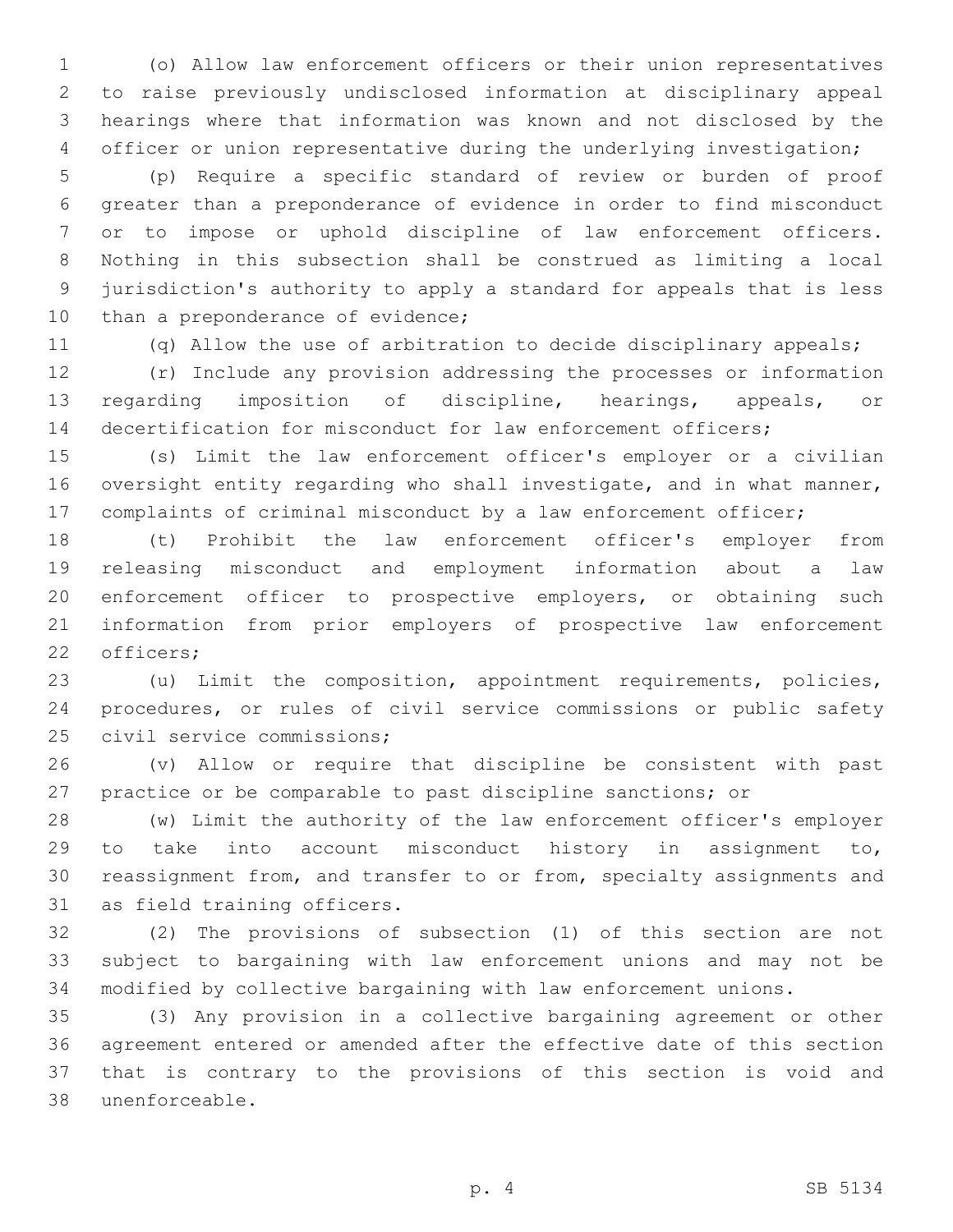(o) Allow law enforcement officers or their union representatives to raise previously undisclosed information at disciplinary appeal hearings where that information was known and not disclosed by the officer or union representative during the underlying investigation;

(p) Require a specific standard of review or burden of proof greater than a preponderance of evidence in order to find misconduct or to impose or uphold discipline of law enforcement officers. Nothing in this subsection shall be construed as limiting a local jurisdiction's authority to apply a standard for appeals that is less than a preponderance of evidence;

(q) Allow the use of arbitration to decide disciplinary appeals;

(r) Include any provision addressing the processes or information regarding imposition of discipline, hearings, appeals, or decertification for misconduct for law enforcement officers;

(s) Limit the law enforcement officer's employer or a civilian oversight entity regarding who shall investigate, and in what manner, complaints of criminal misconduct by a law enforcement officer;

(t) Prohibit the law enforcement officer's employer from releasing misconduct and employment information about a law enforcement officer to prospective employers, or obtaining such information from prior employers of prospective law enforcement officers;

(u) Limit the composition, appointment requirements, policies, procedures, or rules of civil service commissions or public safety civil service commissions;

(v) Allow or require that discipline be consistent with past practice or be comparable to past discipline sanctions; or

(w) Limit the authority of the law enforcement officer's employer to take into account misconduct history in assignment to, reassignment from, and transfer to or from, specialty assignments and as field training officers.

(2) The provisions of subsection (1) of this section are not subject to bargaining with law enforcement unions and may not be modified by collective bargaining with law enforcement unions.

(3) Any provision in a collective bargaining agreement or other agreement entered or amended after the effective date of this section that is contrary to the provisions of this section is void and unenforceable.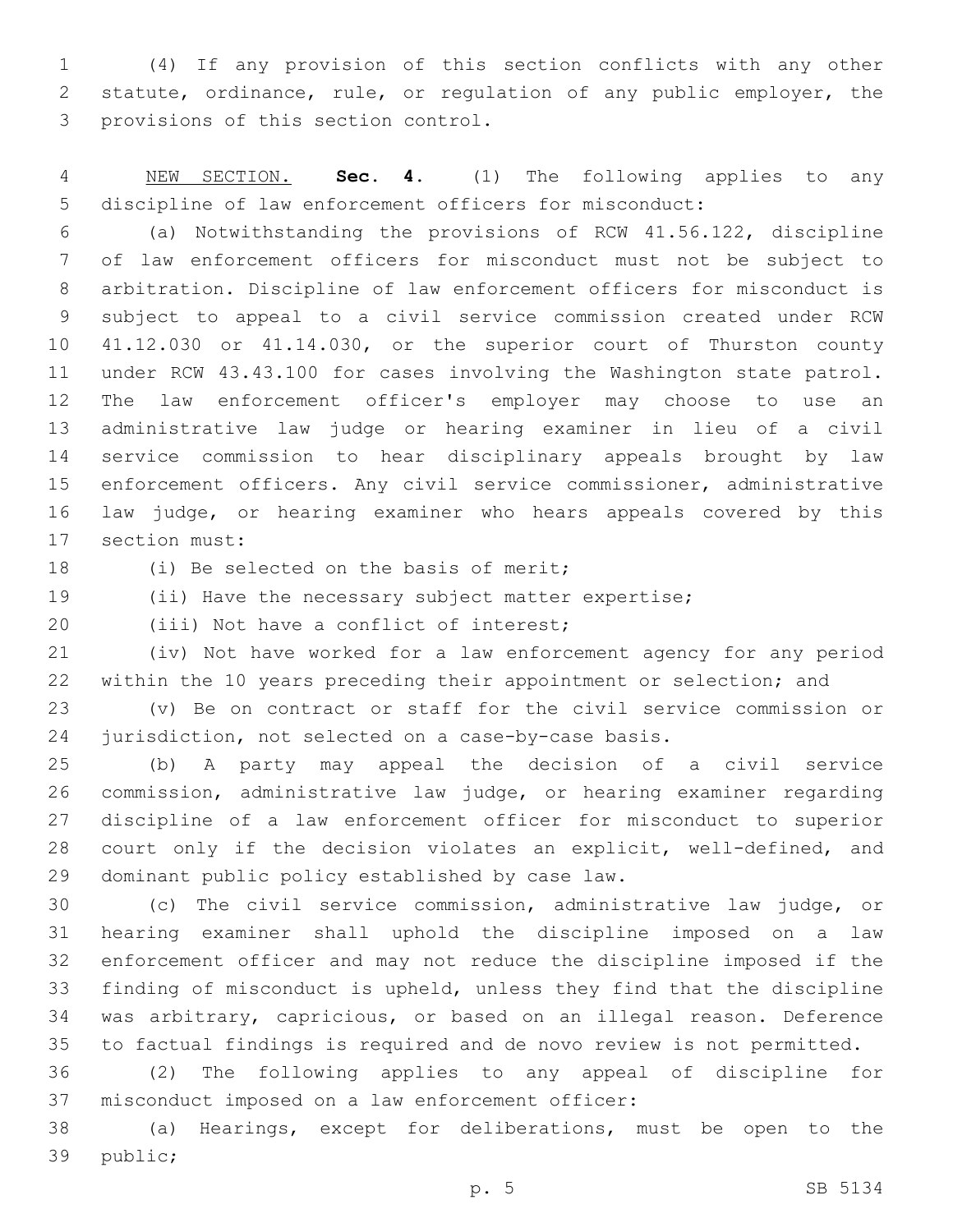(4) If any provision of this section conflicts with any other statute, ordinance, rule, or regulation of any public employer, the provisions of this section control.

NEW SECTION. **Sec. 4.** (1) The following applies to any discipline of law enforcement officers for misconduct:

(a) Notwithstanding the provisions of RCW 41.56.122, discipline of law enforcement officers for misconduct must not be subject to arbitration. Discipline of law enforcement officers for misconduct is subject to appeal to a civil service commission created under RCW 41.12.030 or 41.14.030, or the superior court of Thurston county under RCW 43.43.100 for cases involving the Washington state patrol. The law enforcement officer's employer may choose to use an administrative law judge or hearing examiner in lieu of a civil service commission to hear disciplinary appeals brought by law enforcement officers. Any civil service commissioner, administrative law judge, or hearing examiner who hears appeals covered by this section must:

(i) Be selected on the basis of merit;

(ii) Have the necessary subject matter expertise;

(iii) Not have a conflict of interest;

(iv) Not have worked for a law enforcement agency for any period within the 10 years preceding their appointment or selection; and

(v) Be on contract or staff for the civil service commission or jurisdiction, not selected on a case-by-case basis.

(b) A party may appeal the decision of a civil service commission, administrative law judge, or hearing examiner regarding discipline of a law enforcement officer for misconduct to superior court only if the decision violates an explicit, well-defined, and dominant public policy established by case law.

(c) The civil service commission, administrative law judge, or hearing examiner shall uphold the discipline imposed on a law enforcement officer and may not reduce the discipline imposed if the finding of misconduct is upheld, unless they find that the discipline was arbitrary, capricious, or based on an illegal reason. Deference to factual findings is required and de novo review is not permitted.

(2) The following applies to any appeal of discipline for misconduct imposed on a law enforcement officer:

(a) Hearings, except for deliberations, must be open to the public;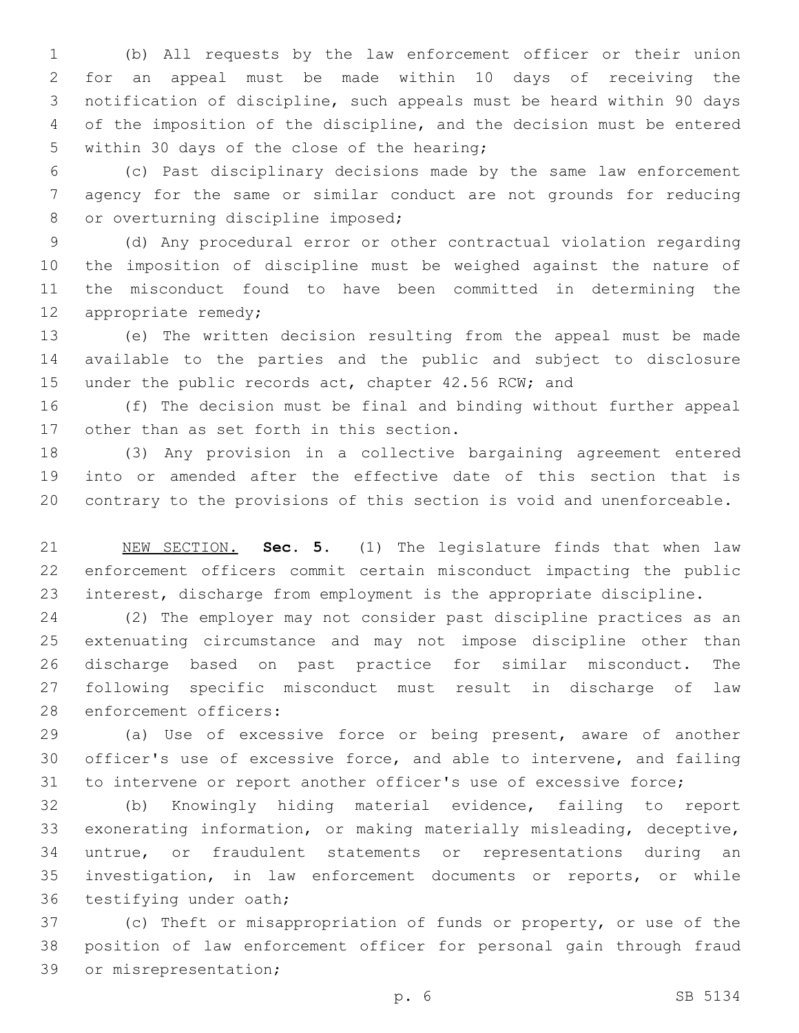(b) All requests by the law enforcement officer or their union for an appeal must be made within 10 days of receiving the notification of discipline, such appeals must be heard within 90 days of the imposition of the discipline, and the decision must be entered within 30 days of the close of the hearing;

(c) Past disciplinary decisions made by the same law enforcement agency for the same or similar conduct are not grounds for reducing or overturning discipline imposed;

(d) Any procedural error or other contractual violation regarding the imposition of discipline must be weighed against the nature of the misconduct found to have been committed in determining the appropriate remedy;

(e) The written decision resulting from the appeal must be made available to the parties and the public and subject to disclosure under the public records act, chapter 42.56 RCW; and

(f) The decision must be final and binding without further appeal other than as set forth in this section.

(3) Any provision in a collective bargaining agreement entered into or amended after the effective date of this section that is contrary to the provisions of this section is void and unenforceable.

NEW SECTION. **Sec. 5.** (1) The legislature finds that when law enforcement officers commit certain misconduct impacting the public interest, discharge from employment is the appropriate discipline.

(2) The employer may not consider past discipline practices as an extenuating circumstance and may not impose discipline other than discharge based on past practice for similar misconduct. The following specific misconduct must result in discharge of law enforcement officers:

(a) Use of excessive force or being present, aware of another officer's use of excessive force, and able to intervene, and failing to intervene or report another officer's use of excessive force;

(b) Knowingly hiding material evidence, failing to report exonerating information, or making materially misleading, deceptive, untrue, or fraudulent statements or representations during an investigation, in law enforcement documents or reports, or while testifying under oath;

(c) Theft or misappropriation of funds or property, or use of the position of law enforcement officer for personal gain through fraud or misrepresentation;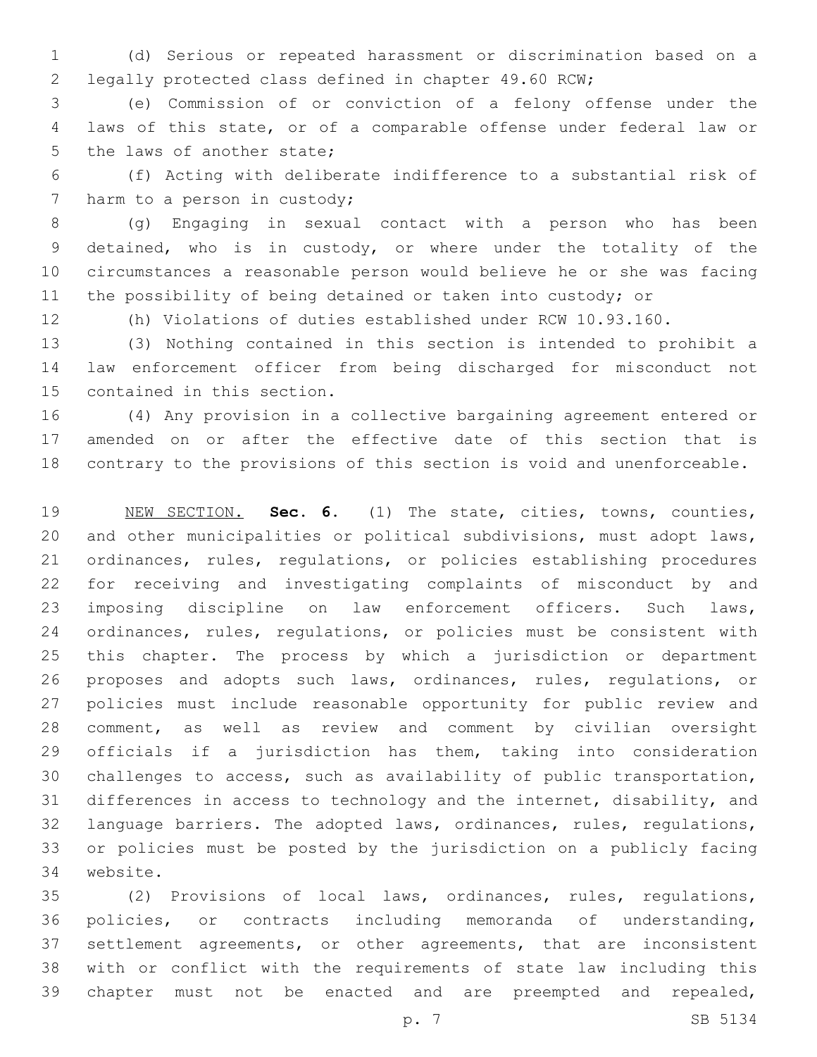(d) Serious or repeated harassment or discrimination based on a legally protected class defined in chapter 49.60 RCW;

(e) Commission of or conviction of a felony offense under the laws of this state, or of a comparable offense under federal law or the laws of another state;

(f) Acting with deliberate indifference to a substantial risk of harm to a person in custody;

(g) Engaging in sexual contact with a person who has been detained, who is in custody, or where under the totality of the circumstances a reasonable person would believe he or she was facing the possibility of being detained or taken into custody; or

(h) Violations of duties established under RCW 10.93.160.

(3) Nothing contained in this section is intended to prohibit a law enforcement officer from being discharged for misconduct not contained in this section.

(4) Any provision in a collective bargaining agreement entered or amended on or after the effective date of this section that is contrary to the provisions of this section is void and unenforceable.

NEW SECTION. **Sec. 6.** (1) The state, cities, towns, counties, and other municipalities or political subdivisions, must adopt laws, ordinances, rules, regulations, or policies establishing procedures for receiving and investigating complaints of misconduct by and imposing discipline on law enforcement officers. Such laws, ordinances, rules, regulations, or policies must be consistent with this chapter. The process by which a jurisdiction or department proposes and adopts such laws, ordinances, rules, regulations, or policies must include reasonable opportunity for public review and comment, as well as review and comment by civilian oversight officials if a jurisdiction has them, taking into consideration challenges to access, such as availability of public transportation, differences in access to technology and the internet, disability, and language barriers. The adopted laws, ordinances, rules, regulations, or policies must be posted by the jurisdiction on a publicly facing website.

(2) Provisions of local laws, ordinances, rules, regulations, policies, or contracts including memoranda of understanding, settlement agreements, or other agreements, that are inconsistent with or conflict with the requirements of state law including this chapter must not be enacted and are preempted and repealed,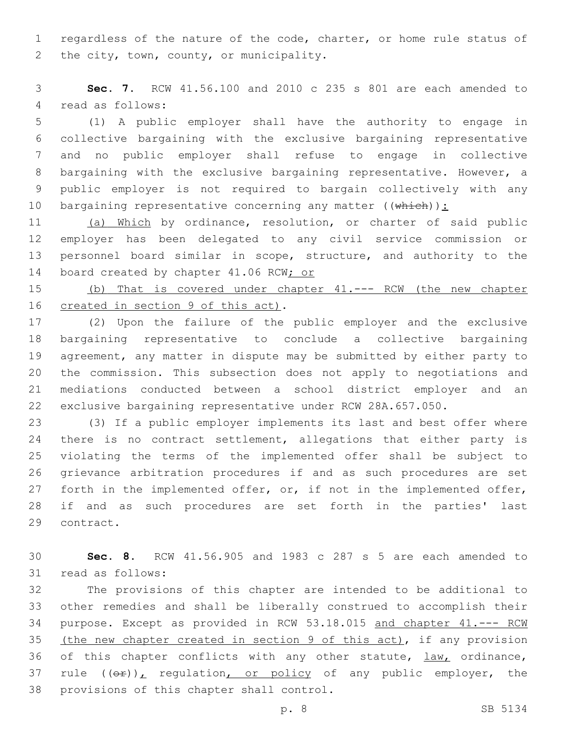regardless of the nature of the code, charter, or home rule status of the city, town, county, or municipality.

**Sec. 7.** RCW 41.56.100 and 2010 c 235 s 801 are each amended to read as follows:

(1) A public employer shall have the authority to engage in collective bargaining with the exclusive bargaining representative and no public employer shall refuse to engage in collective bargaining with the exclusive bargaining representative. However, a public employer is not required to bargain collectively with any bargaining representative concerning any matter ((~~which~~))<u>:</u>

<u>(a) Which</u> by ordinance, resolution, or charter of said public employer has been delegated to any civil service commission or personnel board similar in scope, structure, and authority to the board created by chapter 41.06 RCW<u>; or</u>

<u>(b) That is covered under chapter 41.--- RCW (the new chapter created in section 9 of this act)</u>.

(2) Upon the failure of the public employer and the exclusive bargaining representative to conclude a collective bargaining agreement, any matter in dispute may be submitted by either party to the commission. This subsection does not apply to negotiations and mediations conducted between a school district employer and an exclusive bargaining representative under RCW 28A.657.050.

(3) If a public employer implements its last and best offer where there is no contract settlement, allegations that either party is violating the terms of the implemented offer shall be subject to grievance arbitration procedures if and as such procedures are set forth in the implemented offer, or, if not in the implemented offer, if and as such procedures are set forth in the parties' last contract.

**Sec. 8.** RCW 41.56.905 and 1983 c 287 s 5 are each amended to read as follows:

The provisions of this chapter are intended to be additional to other remedies and shall be liberally construed to accomplish their purpose. Except as provided in RCW 53.18.015 <u>and chapter 41.--- RCW (the new chapter created in section 9 of this act)</u>, if any provision of this chapter conflicts with any other statute, <u>law,</u> ordinance, rule ((~~or~~))<u>,</u> regulation<u>, or policy</u> of any public employer, the provisions of this chapter shall control.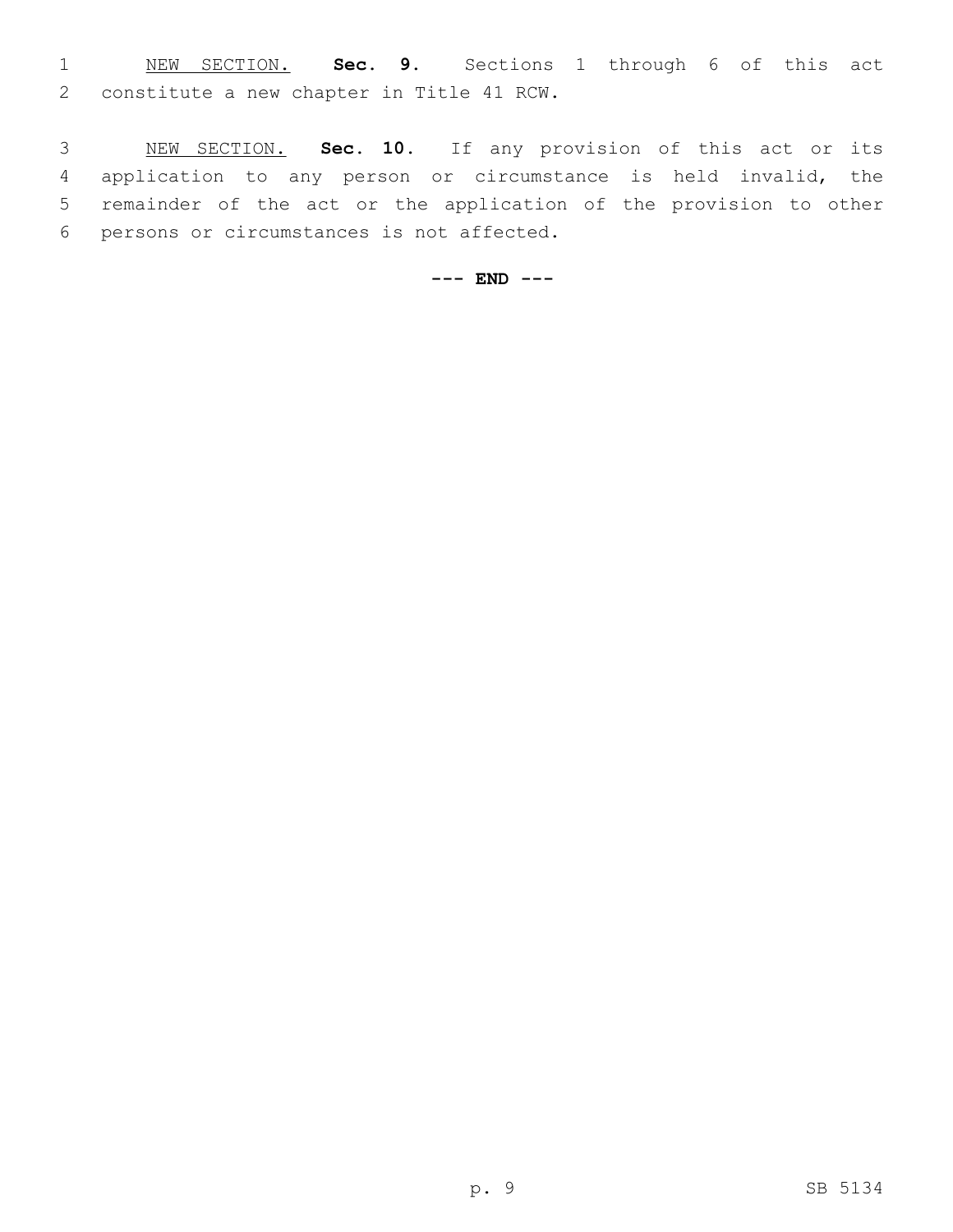NEW SECTION. **Sec. 9.** Sections 1 through 6 of this act constitute a new chapter in Title 41 RCW.

NEW SECTION. **Sec. 10.** If any provision of this act or its application to any person or circumstance is held invalid, the remainder of the act or the application of the provision to other persons or circumstances is not affected.

**--- END ---**